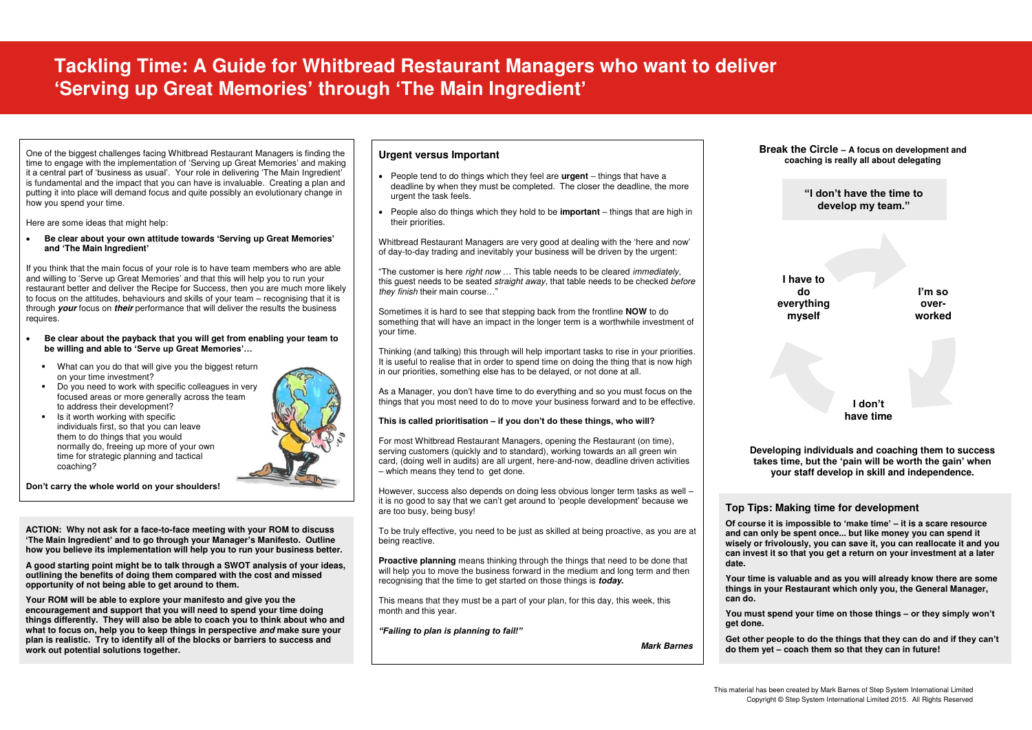# Tackling Time: A Guide for Whitbread Restaurant Managers who want to deliver 'Serving up Great Memories' through 'The Main Ingredient'

One of the biggest challenges facing Whitbread Restaurant Managers is finding the time to engage with the implementation of 'Serving up Great Memories' and making it a central part of 'business as usual'. Your role in delivering 'The Main Ingredient' is fundamental and the impact that you can have is invaluable. Creating a plan and putting it into place will demand focus and quite possibly an evolutionary change in how you spend your time.

Here are some ideas that might help:

- **Be clear about your own attitude towards 'Serving up Great Memories' and 'The Main Ingredient'**

If you think that the main focus of your role is to have team members who are able and willing to 'Serve up Great Memories' and that this will help you to run your restaurant better and deliver the Recipe for Success, then you are much more likely to focus on the attitudes, behaviours and skills of your team – recognising that it is through ***your*** focus on ***their*** performance that will deliver the results the business requires.

- **Be clear about the payback that you will get from enabling your team to be willing and able to 'Serve up Great Memories'…**
  - What can you do that will give you the biggest return on your time investment?
  - Do you need to work with specific colleagues in very focused areas or more generally across the team to address their development?
  - Is it worth working with specific individuals first, so that you can leave them to do things that you would normally do, freeing up more of your own time for strategic planning and tactical coaching?

**Don't carry the whole world on your shoulders!**

**ACTION: Why not ask for a face-to-face meeting with your ROM to discuss 'The Main Ingredient' and to go through your Manager's Manifesto. Outline how you believe its implementation will help you to run your business better.**

**A good starting point might be to talk through a SWOT analysis of your ideas, outlining the benefits of doing them compared with the cost and missed opportunity of not being able to get around to them.**

**Your ROM will be able to explore your manifesto and give you the encouragement and support that you will need to spend your time doing things differently. They will also be able to coach you to think about who and what to focus on, help you to keep things in perspective *and* make sure your plan is realistic. Try to identify all of the blocks or barriers to success and work out potential solutions together.**

## Urgent versus Important

- People tend to do things which they feel are **urgent** – things that have a deadline by when they must be completed. The closer the deadline, the more urgent the task feels.
- People also do things which they hold to be **important** – things that are high in their priorities.

Whitbread Restaurant Managers are very good at dealing with the 'here and now' of day-to-day trading and inevitably your business will be driven by the urgent:

"The customer is here *right now* … This table needs to be cleared *immediately*, this guest needs to be seated *straight away*, that table needs to be checked *before they finish* their main course…"

Sometimes it is hard to see that stepping back from the frontline **NOW** to do something that will have an impact in the longer term is a worthwhile investment of your time.

Thinking (and talking) this through will help important tasks to rise in your priorities. It is useful to realise that in order to spend time on doing the thing that is now high in our priorities, something else has to be delayed, or not done at all.

As a Manager, you don't have time to do everything and so you must focus on the things that you most need to do to move your business forward and to be effective.

**This is called prioritisation – if you don't do these things, who will?**

For most Whitbread Restaurant Managers, opening the Restaurant (on time), serving customers (quickly and to standard), working towards an all green win card, (doing well in audits) are all urgent, here-and-now, deadline driven activities – which means they tend to get done.

However, success also depends on doing less obvious longer term tasks as well – it is no good to say that we can't get around to 'people development' because we are too busy, being busy!

To be truly effective, you need to be just as skilled at being proactive, as you are at being reactive.

**Proactive planning** means thinking through the things that need to be done that will help you to move the business forward in the medium and long term and then recognising that the time to get started on those things is ***today.***

This means that they must be a part of your plan, for this day, this week, this month and this year.

***"Failing to plan is planning to fail!"***

***Mark Barnes***

**Break the Circle – A focus on development and coaching is really all about delegating**

**"I don't have the time to develop my team."**

**I'm so over-worked** → **I don't have time** → **I have to do everything myself** → **I'm so over-worked**

**Developing individuals and coaching them to success takes time, but the 'pain will be worth the gain' when your staff develop in skill and independence.**

## Top Tips: Making time for development

**Of course it is impossible to 'make time' – it is a scare resource and can only be spent once... but like money you can spend it wisely or frivolously, you can save it, you can reallocate it and you can invest it so that you get a return on your investment at a later date.**

**Your time is valuable and as you will already know there are some things in your Restaurant which only you, the General Manager, can do.**

**You must spend your time on those things – or they simply won't get done.**

**Get other people to do the things that they can do and if they can't do them yet – coach them so that they can in future!**

This material has been created by Mark Barnes of Step System International Limited
Copyright © Step System International Limited 2015. All Rights Reserved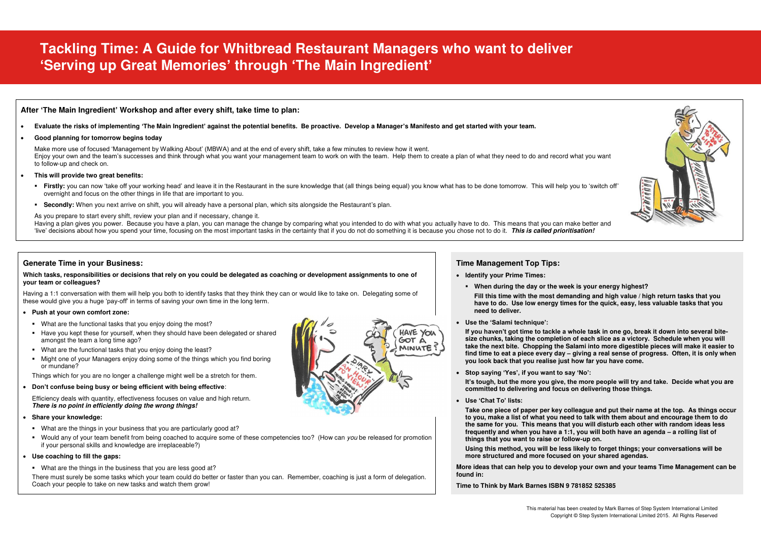# Tackling Time: A Guide for Whitbread Restaurant Managers who want to deliver 'Serving up Great Memories' through 'The Main Ingredient'

## After 'The Main Ingredient' Workshop and after every shift, take time to plan:

- **Evaluate the risks of implementing 'The Main Ingredient' against the potential benefits. Be proactive. Develop a Manager's Manifesto and get started with your team.**
- **Good planning for tomorrow begins today**

  Make more use of focused 'Management by Walking About' (MBWA) and at the end of every shift, take a few minutes to review how it went.
  Enjoy your own and the team's successes and think through what you want your management team to work on with the team. Help them to create a plan of what they need to do and record what you want to follow-up and check on.
- **This will provide two great benefits:**
  - **Firstly:** you can now 'take off your working head' and leave it in the Restaurant in the sure knowledge that (all things being equal) you know what has to be done tomorrow. This will help you to 'switch off' overnight and focus on the other things in life that are important to you.
  - **Secondly:** When you next arrive on shift, you will already have a personal plan, which sits alongside the Restaurant's plan.

  As you prepare to start every shift, review your plan and if necessary, change it.
  Having a plan gives you power. Because you have a plan, you can manage the change by comparing what you intended to do with what you actually have to do. This means that you can make better and 'live' decisions about how you spend your time, focusing on the most important tasks in the certainty that if you do not do something it is because you chose not to do it. ***This is called prioritisation!***

## Generate Time in your Business:

**Which tasks, responsibilities or decisions that rely on you could be delegated as coaching or development assignments to one of your team or colleagues?**

Having a 1:1 conversation with them will help you both to identify tasks that they think they can or would like to take on. Delegating some of these would give you a huge 'pay-off' in terms of saving your own time in the long term.

- **Push at your own comfort zone:**
  - What are the functional tasks that you enjoy doing the most?
  - Have you kept these for yourself, when they should have been delegated or shared amongst the team a long time ago?
  - What are the functional tasks that you enjoy doing the least?
  - Might one of your Managers enjoy doing some of the things which you find boring or mundane?

  Things which for you are no longer a challenge might well be a stretch for them.
- **Don't confuse being busy or being efficient with being effective**:

  Efficiency deals with quantity, effectiveness focuses on value and high return.
  ***There is no point in efficiently doing the wrong things!***
- **Share your knowledge:**
  - What are the things in your business that you are particularly good at?
  - Would any of your team benefit from being coached to acquire some of these competencies too? (How can *you* be released for promotion if your personal skills and knowledge are irreplaceable?)
- **Use coaching to fill the gaps:**
  - What are the things in the business that you are less good at?

  There must surely be some tasks which your team could do better or faster than you can. Remember, coaching is just a form of delegation. Coach your people to take on new tasks and watch them grow!

## Time Management Top Tips:

- **Identify your Prime Times:**
  - **When during the day or the week is your energy highest?**

    **Fill this time with the most demanding and high value / high return tasks that you have to do. Use low energy times for the quick, easy, less valuable tasks that you need to deliver.**
- **Use the 'Salami technique':**

  **If you haven't got time to tackle a whole task in one go, break it down into several bite-size chunks, taking the completion of each slice as a victory. Schedule when you will take the next bite. Chopping the Salami into more digestible pieces will make it easier to find time to eat a piece every day – giving a real sense of progress. Often, it is only when you look back that you realise just how far you have come.**
- **Stop saying 'Yes', if you want to say 'No':**

  **It's tough, but the more you give, the more people will try and take. Decide what you are committed to delivering and focus on delivering those things.**
- **Use 'Chat To' lists:**

  **Take one piece of paper per key colleague and put their name at the top. As things occur to you, make a list of what you need to talk with them about and encourage them to do the same for you. This means that you will disturb each other with random ideas less frequently and when you have a 1:1, you will both have an agenda – a rolling list of things that you want to raise or follow-up on.**

  **Using this method, you will be less likely to forget things; your conversations will be more structured and more focused on your shared agendas.**

**More ideas that can help you to develop your own and your teams Time Management can be found in:**

**Time to Think by Mark Barnes ISBN 9 781852 525385**

This material has been created by Mark Barnes of Step System International Limited
Copyright © Step System International Limited 2015. All Rights Reserved